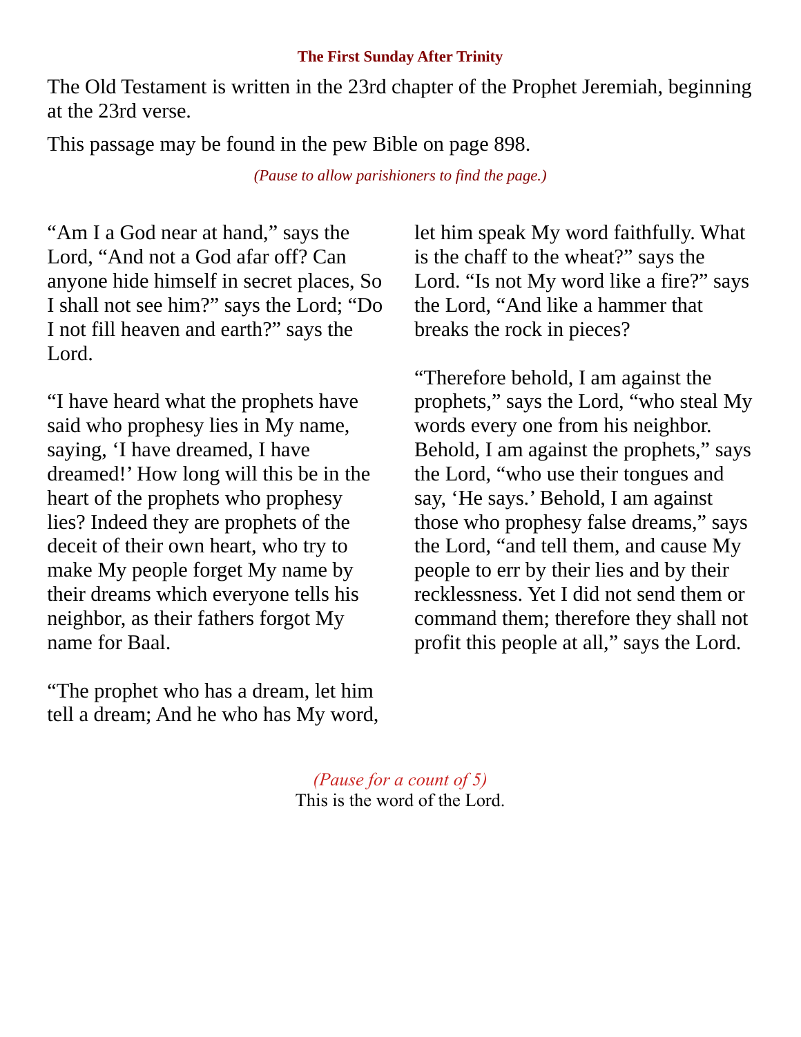**The First Sunday After Trinity**

The Old Testament is written in the 23rd chapter of the Prophet Jeremiah, beginning at the 23rd verse.

This passage may be found in the pew Bible on page 898.

*(Pause to allow parishioners to find the page.)*

“Am I a God near at hand,” says the Lord, “And not a God afar off? Can anyone hide himself in secret places, So I shall not see him?” says the Lord; “Do I not fill heaven and earth?” says the Lord.

“I have heard what the prophets have said who prophesy lies in My name, saying, ‘I have dreamed, I have dreamed!’ How long will this be in the heart of the prophets who prophesy lies? Indeed they are prophets of the deceit of their own heart, who try to make My people forget My name by their dreams which everyone tells his neighbor, as their fathers forgot My name for Baal.

“The prophet who has a dream, let him tell a dream; And he who has My word, let him speak My word faithfully. What is the chaff to the wheat?” says the Lord. “Is not My word like a fire?” says the Lord, “And like a hammer that breaks the rock in pieces?

“Therefore behold, I am against the prophets,” says the Lord, “who steal My words every one from his neighbor. Behold, I am against the prophets,” says the Lord, “who use their tongues and say, ‘He says.’ Behold, I am against those who prophesy false dreams,” says the Lord, “and tell them, and cause My people to err by their lies and by their recklessness. Yet I did not send them or command them; therefore they shall not profit this people at all,” says the Lord.

*(Pause for a count of 5)*

This is the word of the Lord.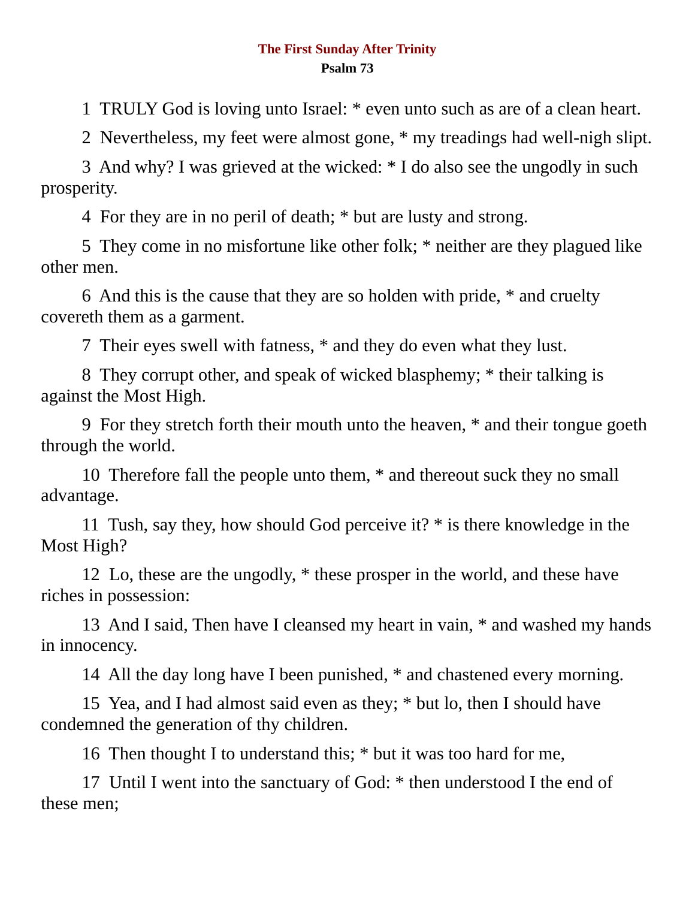## The First Sunday After Trinity

**Psalm 73**

1 TRULY God is loving unto Israel: * even unto such as are of a clean heart.

2 Nevertheless, my feet were almost gone, * my treadings had well-nigh slipt.

3 And why? I was grieved at the wicked: * I do also see the ungodly in such prosperity.

4 For they are in no peril of death; * but are lusty and strong.

5 They come in no misfortune like other folk; * neither are they plagued like other men.

6 And this is the cause that they are so holden with pride, * and cruelty covereth them as a garment.

7 Their eyes swell with fatness, * and they do even what they lust.

8 They corrupt other, and speak of wicked blasphemy; * their talking is against the Most High.

9 For they stretch forth their mouth unto the heaven, * and their tongue goeth through the world.

10 Therefore fall the people unto them, * and thereout suck they no small advantage.

11 Tush, say they, how should God perceive it? * is there knowledge in the Most High?

12 Lo, these are the ungodly, * these prosper in the world, and these have riches in possession:

13 And I said, Then have I cleansed my heart in vain, * and washed my hands in innocency.

14 All the day long have I been punished, * and chastened every morning.

15 Yea, and I had almost said even as they; * but lo, then I should have condemned the generation of thy children.

16 Then thought I to understand this; * but it was too hard for me,

17 Until I went into the sanctuary of God: * then understood I the end of these men;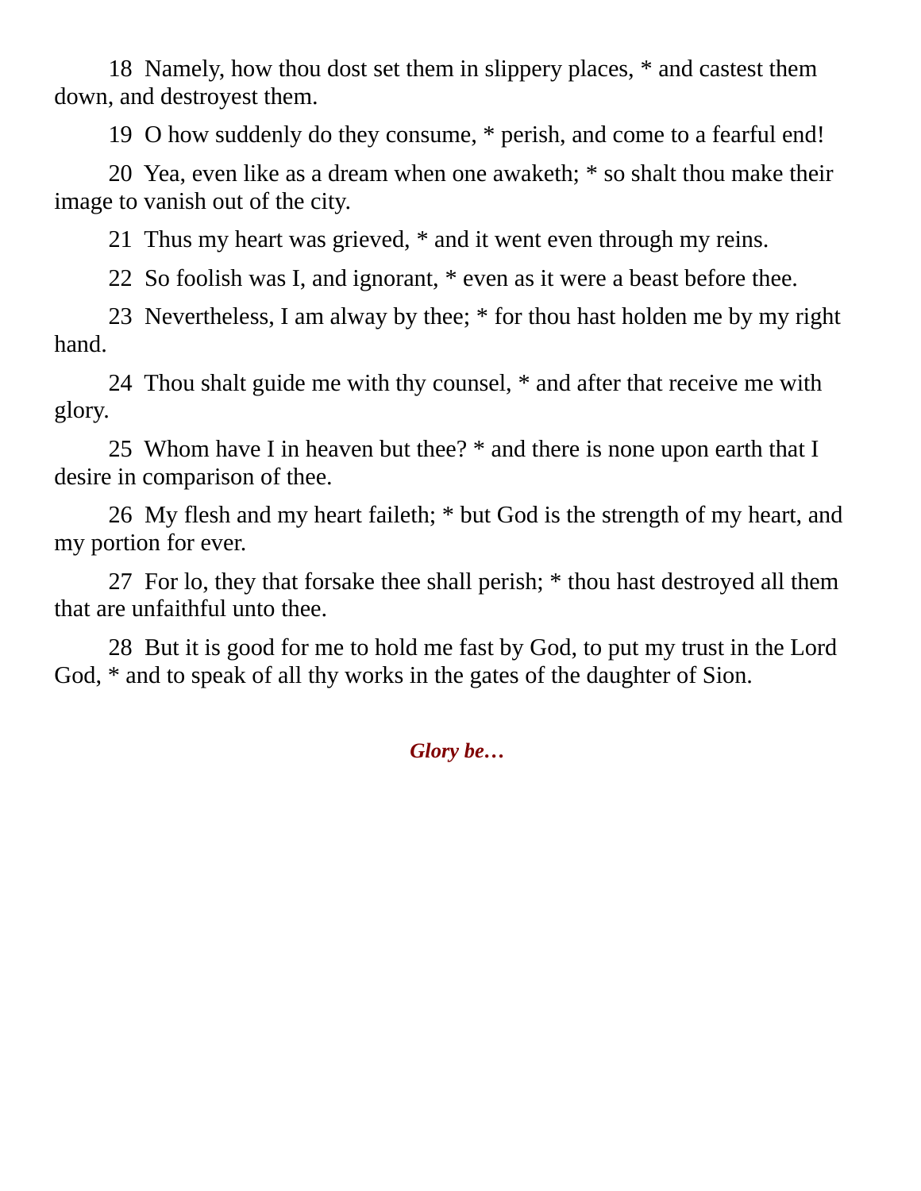18 Namely, how thou dost set them in slippery places, * and castest them down, and destroyest them.

19 O how suddenly do they consume, * perish, and come to a fearful end!

20 Yea, even like as a dream when one awaketh; * so shalt thou make their image to vanish out of the city.

21 Thus my heart was grieved, * and it went even through my reins.

22 So foolish was I, and ignorant, * even as it were a beast before thee.

23 Nevertheless, I am alway by thee; * for thou hast holden me by my right hand.

24 Thou shalt guide me with thy counsel, * and after that receive me with glory.

25 Whom have I in heaven but thee? * and there is none upon earth that I desire in comparison of thee.

26 My flesh and my heart faileth; * but God is the strength of my heart, and my portion for ever.

27 For lo, they that forsake thee shall perish; * thou hast destroyed all them that are unfaithful unto thee.

28 But it is good for me to hold me fast by God, to put my trust in the Lord God, * and to speak of all thy works in the gates of the daughter of Sion.

***Glory be…***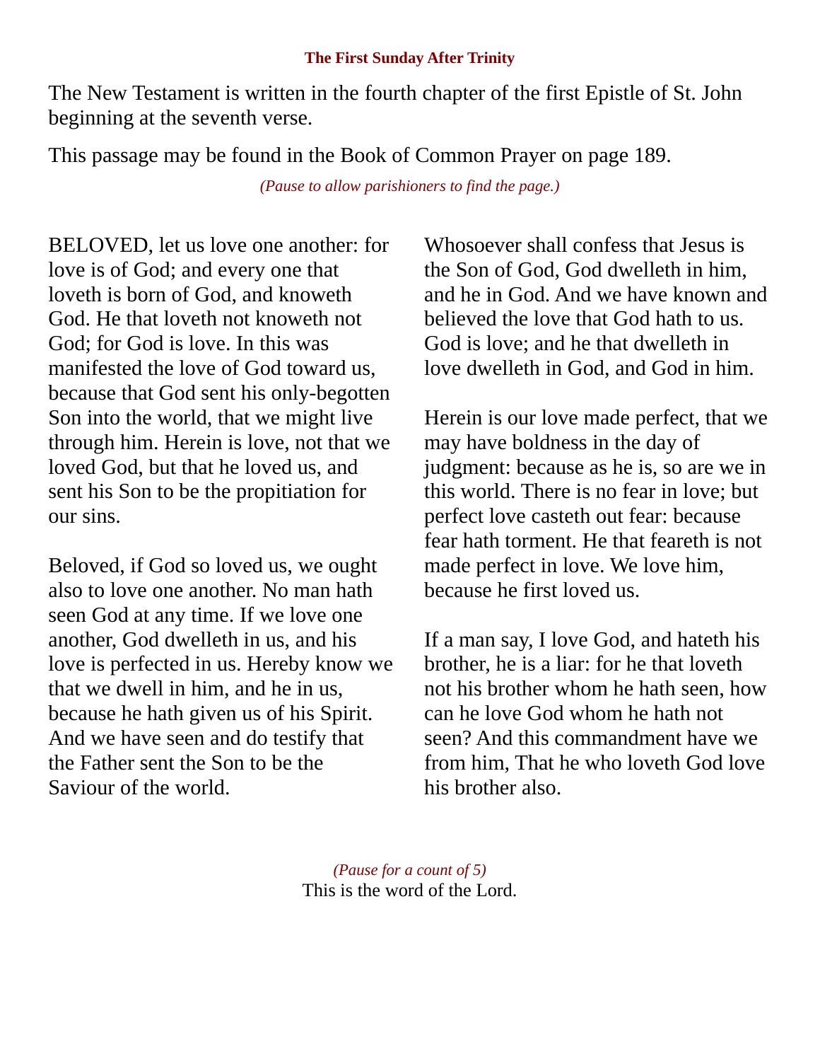### The First Sunday After Trinity

The New Testament is written in the fourth chapter of the first Epistle of St. John beginning at the seventh verse.

This passage may be found in the Book of Common Prayer on page 189.

*(Pause to allow parishioners to find the page.)*

BELOVED, let us love one another: for love is of God; and every one that loveth is born of God, and knoweth God. He that loveth not knoweth not God; for God is love. In this was manifested the love of God toward us, because that God sent his only-begotten Son into the world, that we might live through him. Herein is love, not that we loved God, but that he loved us, and sent his Son to be the propitiation for our sins.

Beloved, if God so loved us, we ought also to love one another. No man hath seen God at any time. If we love one another, God dwelleth in us, and his love is perfected in us. Hereby know we that we dwell in him, and he in us, because he hath given us of his Spirit. And we have seen and do testify that the Father sent the Son to be the Saviour of the world.

Whosoever shall confess that Jesus is the Son of God, God dwelleth in him, and he in God. And we have known and believed the love that God hath to us. God is love; and he that dwelleth in love dwelleth in God, and God in him.

Herein is our love made perfect, that we may have boldness in the day of judgment: because as he is, so are we in this world. There is no fear in love; but perfect love casteth out fear: because fear hath torment. He that feareth is not made perfect in love. We love him, because he first loved us.

If a man say, I love God, and hateth his brother, he is a liar: for he that loveth not his brother whom he hath seen, how can he love God whom he hath not seen? And this commandment have we from him, That he who loveth God love his brother also.

*(Pause for a count of 5)*

This is the word of the Lord.